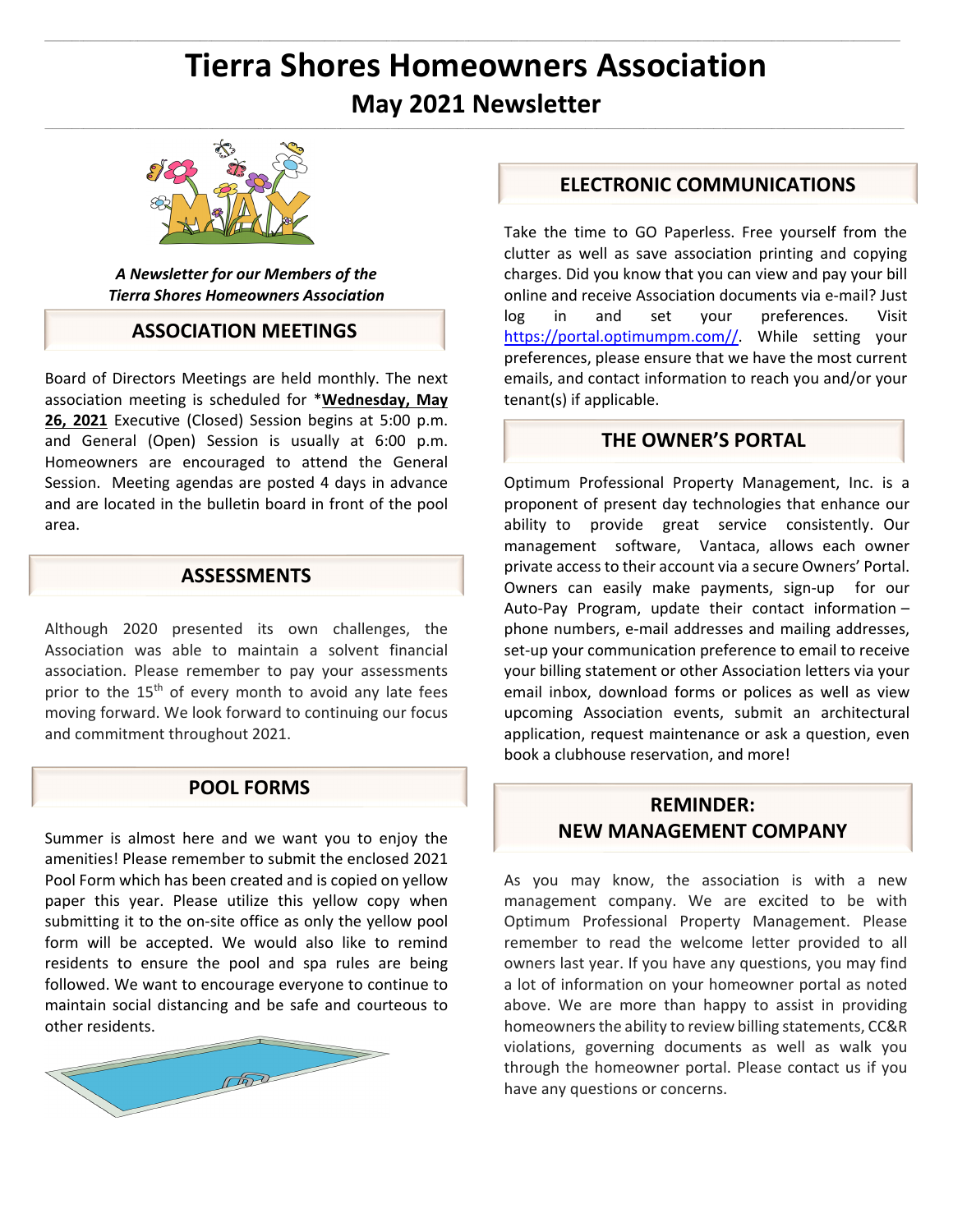# Tierra Shores Homeowners Association

## May 2021 Newsletter

***A Newsletter for our Members of the Tierra Shores Homeowners Association***

### ASSOCIATION MEETINGS

Board of Directors Meetings are held monthly. The next association meeting is scheduled for ***Wednesday, May 26, 2021** Executive (Closed) Session begins at 5:00 p.m. and General (Open) Session is usually at 6:00 p.m. Homeowners are encouraged to attend the General Session. Meeting agendas are posted 4 days in advance and are located in the bulletin board in front of the pool area.

### ASSESSMENTS

Although 2020 presented its own challenges, the Association was able to maintain a solvent financial association. Please remember to pay your assessments prior to the 15th of every month to avoid any late fees moving forward. We look forward to continuing our focus and commitment throughout 2021.

### POOL FORMS

Summer is almost here and we want you to enjoy the amenities! Please remember to submit the enclosed 2021 Pool Form which has been created and is copied on yellow paper this year. Please utilize this yellow copy when submitting it to the on-site office as only the yellow pool form will be accepted. We would also like to remind residents to ensure the pool and spa rules are being followed. We want to encourage everyone to continue to maintain social distancing and be safe and courteous to other residents.

### ELECTRONIC COMMUNICATIONS

Take the time to GO Paperless. Free yourself from the clutter as well as save association printing and copying charges. Did you know that you can view and pay your bill online and receive Association documents via e-mail? Just log in and set your preferences. Visit https://portal.optimumpm.com//. While setting your preferences, please ensure that we have the most current emails, and contact information to reach you and/or your tenant(s) if applicable.

### THE OWNER'S PORTAL

Optimum Professional Property Management, Inc. is a proponent of present day technologies that enhance our ability to provide great service consistently. Our management software, Vantaca, allows each owner private access to their account via a secure Owners' Portal. Owners can easily make payments, sign-up for our Auto-Pay Program, update their contact information – phone numbers, e-mail addresses and mailing addresses, set-up your communication preference to email to receive your billing statement or other Association letters via your email inbox, download forms or polices as well as view upcoming Association events, submit an architectural application, request maintenance or ask a question, even book a clubhouse reservation, and more!

### REMINDER: NEW MANAGEMENT COMPANY

As you may know, the association is with a new management company. We are excited to be with Optimum Professional Property Management. Please remember to read the welcome letter provided to all owners last year. If you have any questions, you may find a lot of information on your homeowner portal as noted above. We are more than happy to assist in providing homeowners the ability to review billing statements, CC&R violations, governing documents as well as walk you through the homeowner portal. Please contact us if you have any questions or concerns.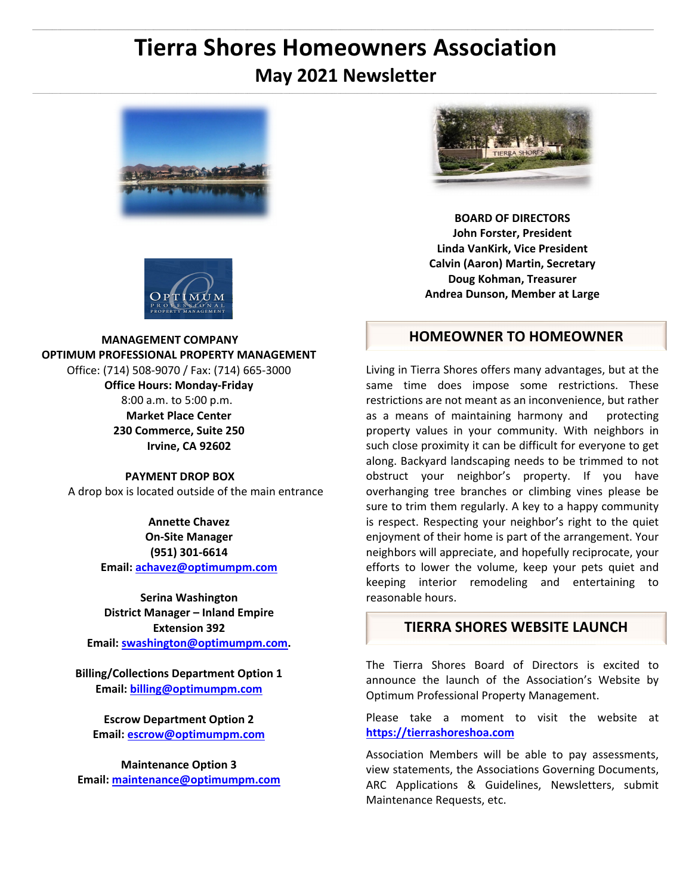# Tierra Shores Homeowners Association

## May 2021 Newsletter

**MANAGEMENT COMPANY**
**OPTIMUM PROFESSIONAL PROPERTY MANAGEMENT**
Office: (714) 508-9070 / Fax: (714) 665-3000
**Office Hours: Monday-Friday**
8:00 a.m. to 5:00 p.m.
**Market Place Center**
**230 Commerce, Suite 250**
**Irvine, CA 92602**

**PAYMENT DROP BOX**
A drop box is located outside of the main entrance

**Annette Chavez**
**On-Site Manager**
**(951) 301-6614**
**Email: achavez@optimumpm.com**

**Serina Washington**
**District Manager – Inland Empire**
**Extension 392**
**Email: swashington@optimumpm.com.**

**Billing/Collections Department Option 1**
**Email: billing@optimumpm.com**

**Escrow Department Option 2**
**Email: escrow@optimumpm.com**

**Maintenance Option 3**
**Email: maintenance@optimumpm.com**

**BOARD OF DIRECTORS**
**John Forster, President**
**Linda VanKirk, Vice President**
**Calvin (Aaron) Martin, Secretary**
**Doug Kohman, Treasurer**
**Andrea Dunson, Member at Large**

## HOMEOWNER TO HOMEOWNER

Living in Tierra Shores offers many advantages, but at the same time does impose some restrictions. These restrictions are not meant as an inconvenience, but rather as a means of maintaining harmony and protecting property values in your community. With neighbors in such close proximity it can be difficult for everyone to get along. Backyard landscaping needs to be trimmed to not obstruct your neighbor's property. If you have overhanging tree branches or climbing vines please be sure to trim them regularly. A key to a happy community is respect. Respecting your neighbor's right to the quiet enjoyment of their home is part of the arrangement. Your neighbors will appreciate, and hopefully reciprocate, your efforts to lower the volume, keep your pets quiet and keeping interior remodeling and entertaining to reasonable hours.

## TIERRA SHORES WEBSITE LAUNCH

The Tierra Shores Board of Directors is excited to announce the launch of the Association's Website by Optimum Professional Property Management.

Please take a moment to visit the website at **https://tierrashoreshoa.com**

Association Members will be able to pay assessments, view statements, the Associations Governing Documents, ARC Applications & Guidelines, Newsletters, submit Maintenance Requests, etc.